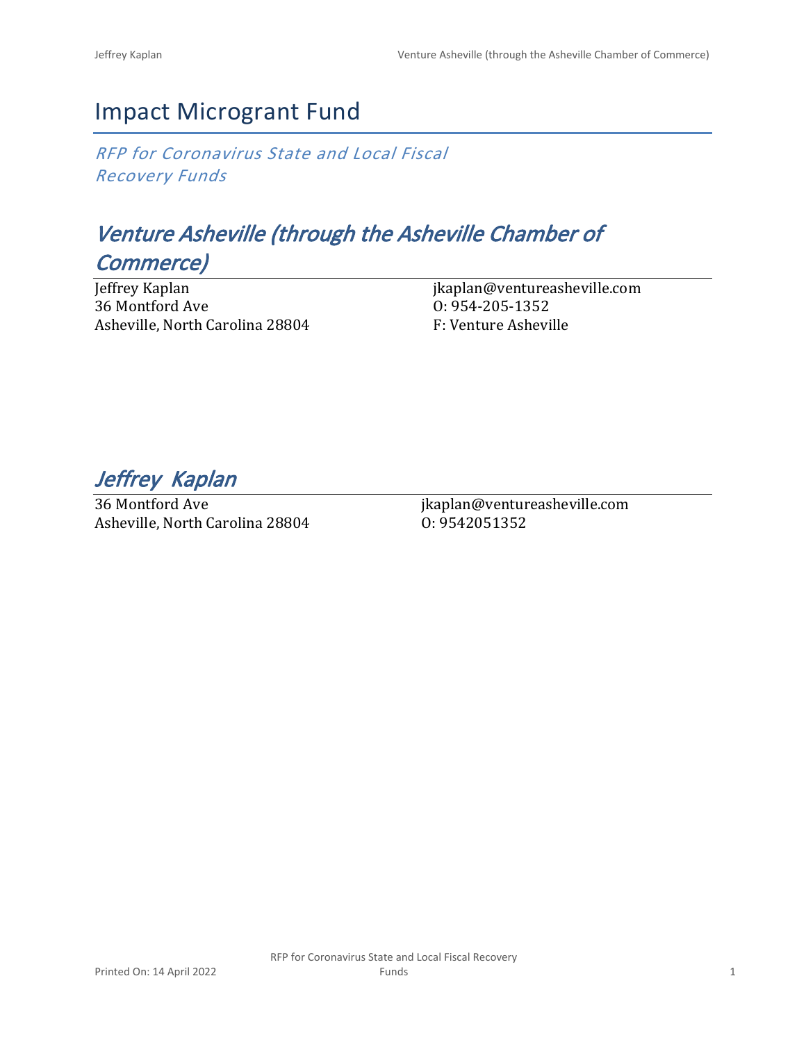# Impact Microgrant Fund

*RFP for Coronavirus State and Local Fiscal Recovery Funds*

## *Venture Asheville (through the Asheville Chamber of Commerce)*

Jeffrey Kaplan
36 Montford Ave
Asheville, North Carolina 28804

jkaplan@ventureasheville.com
O: 954-205-1352
F: Venture Asheville

## *Jeffrey Kaplan*

36 Montford Ave
Asheville, North Carolina 28804

jkaplan@ventureasheville.com
O: 9542051352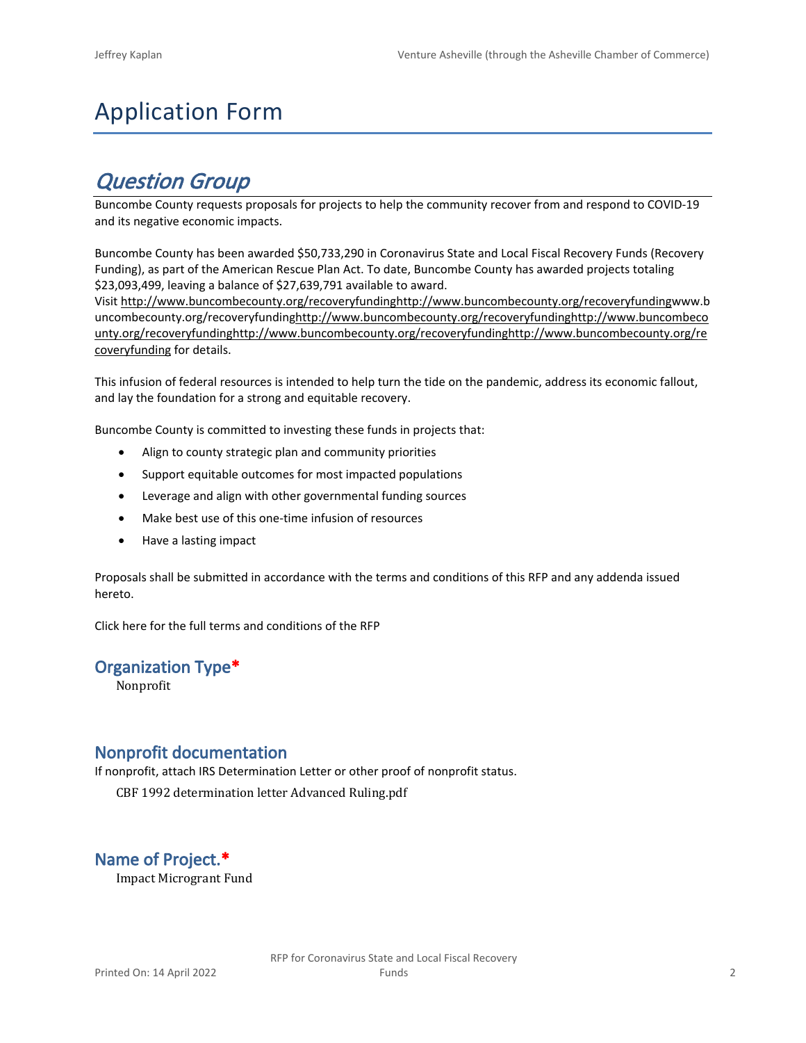# Application Form

## *Question Group*

Buncombe County requests proposals for projects to help the community recover from and respond to COVID-19 and its negative economic impacts.

Buncombe County has been awarded $50,733,290 in Coronavirus State and Local Fiscal Recovery Funds (Recovery Funding), as part of the American Rescue Plan Act. To date, Buncombe County has awarded projects totaling $23,093,499, leaving a balance of $27,639,791 available to award.
Visit http://www.buncombecounty.org/recoveryfundinghttp://www.buncombecounty.org/recoveryfundingwww.buncombecounty.org/recoveryfundinghttp://www.buncombecounty.org/recoveryfundinghttp://www.buncombecounty.org/recoveryfundinghttp://www.buncombecounty.org/recoveryfundinghttp://www.buncombecounty.org/recoveryfunding for details.

This infusion of federal resources is intended to help turn the tide on the pandemic, address its economic fallout, and lay the foundation for a strong and equitable recovery.

Buncombe County is committed to investing these funds in projects that:

- Align to county strategic plan and community priorities
- Support equitable outcomes for most impacted populations
- Leverage and align with other governmental funding sources
- Make best use of this one-time infusion of resources
- Have a lasting impact

Proposals shall be submitted in accordance with the terms and conditions of this RFP and any addenda issued hereto.

Click here for the full terms and conditions of the RFP

### Organization Type*

Nonprofit

### Nonprofit documentation

If nonprofit, attach IRS Determination Letter or other proof of nonprofit status.

CBF 1992 determination letter Advanced Ruling.pdf

### Name of Project.*

Impact Microgrant Fund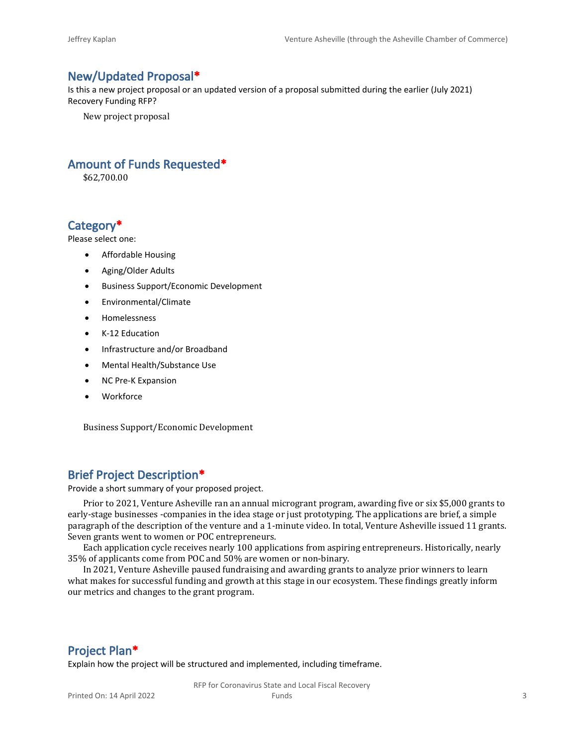## New/Updated Proposal*

Is this a new project proposal or an updated version of a proposal submitted during the earlier (July 2021) Recovery Funding RFP?

New project proposal

## Amount of Funds Requested*

$62,700.00

## Category*

Please select one:

- Affordable Housing
- Aging/Older Adults
- Business Support/Economic Development
- Environmental/Climate
- Homelessness
- K-12 Education
- Infrastructure and/or Broadband
- Mental Health/Substance Use
- NC Pre-K Expansion
- Workforce

Business Support/Economic Development

## Brief Project Description*

Provide a short summary of your proposed project.

Prior to 2021, Venture Asheville ran an annual microgrant program, awarding five or six $5,000 grants to early-stage businesses -companies in the idea stage or just prototyping. The applications are brief, a simple paragraph of the description of the venture and a 1-minute video. In total, Venture Asheville issued 11 grants. Seven grants went to women or POC entrepreneurs.

Each application cycle receives nearly 100 applications from aspiring entrepreneurs. Historically, nearly 35% of applicants come from POC and 50% are women or non-binary.

In 2021, Venture Asheville paused fundraising and awarding grants to analyze prior winners to learn what makes for successful funding and growth at this stage in our ecosystem. These findings greatly inform our metrics and changes to the grant program.

## Project Plan*

Explain how the project will be structured and implemented, including timeframe.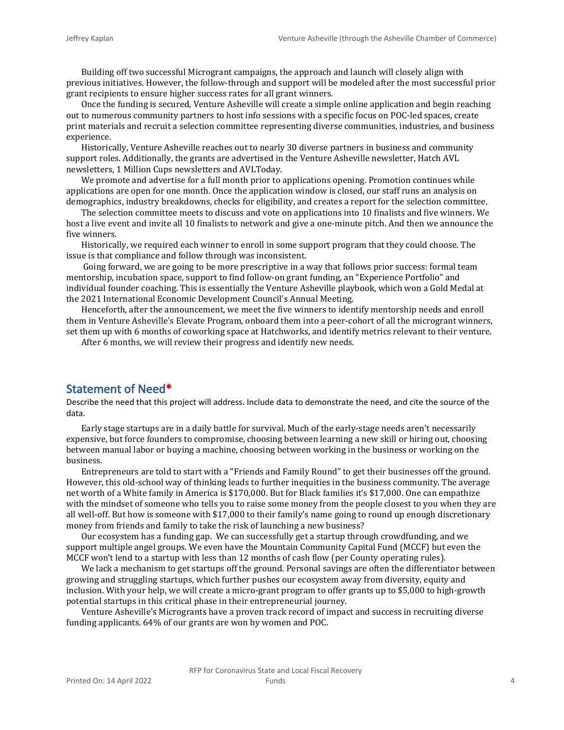Building off two successful Microgrant campaigns, the approach and launch will closely align with previous initiatives. However, the follow-through and support will be modeled after the most successful prior grant recipients to ensure higher success rates for all grant winners.

Once the funding is secured, Venture Asheville will create a simple online application and begin reaching out to numerous community partners to host info sessions with a specific focus on POC-led spaces, create print materials and recruit a selection committee representing diverse communities, industries, and business experience.

Historically, Venture Asheville reaches out to nearly 30 diverse partners in business and community support roles. Additionally, the grants are advertised in the Venture Asheville newsletter, Hatch AVL newsletters, 1 Million Cups newsletters and AVLToday.

We promote and advertise for a full month prior to applications opening. Promotion continues while applications are open for one month. Once the application window is closed, our staff runs an analysis on demographics, industry breakdowns, checks for eligibility, and creates a report for the selection committee.

The selection committee meets to discuss and vote on applications into 10 finalists and five winners. We host a live event and invite all 10 finalists to network and give a one-minute pitch. And then we announce the five winners.

Historically, we required each winner to enroll in some support program that they could choose. The issue is that compliance and follow through was inconsistent.

Going forward, we are going to be more prescriptive in a way that follows prior success: formal team mentorship, incubation space, support to find follow-on grant funding, an "Experience Portfolio" and individual founder coaching. This is essentially the Venture Asheville playbook, which won a Gold Medal at the 2021 International Economic Development Council's Annual Meeting.

Henceforth, after the announcement, we meet the five winners to identify mentorship needs and enroll them in Venture Asheville's Elevate Program, onboard them into a peer-cohort of all the microgrant winners, set them up with 6 months of coworking space at Hatchworks, and identify metrics relevant to their venture.

After 6 months, we will review their progress and identify new needs.

## Statement of Need*

Describe the need that this project will address. Include data to demonstrate the need, and cite the source of the data.

Early stage startups are in a daily battle for survival. Much of the early-stage needs aren't necessarily expensive, but force founders to compromise, choosing between learning a new skill or hiring out, choosing between manual labor or buying a machine, choosing between working in the business or working on the business.

Entrepreneurs are told to start with a "Friends and Family Round" to get their businesses off the ground. However, this old-school way of thinking leads to further inequities in the business community. The average net worth of a White family in America is $170,000. But for Black families it's $17,000. One can empathize with the mindset of someone who tells you to raise some money from the people closest to you when they are all well-off. But how is someone with $17,000 to their family's name going to round up enough discretionary money from friends and family to take the risk of launching a new business?

Our ecosystem has a funding gap. We can successfully get a startup through crowdfunding, and we support multiple angel groups. We even have the Mountain Community Capital Fund (MCCF) but even the MCCF won't lend to a startup with less than 12 months of cash flow (per County operating rules).

We lack a mechanism to get startups off the ground. Personal savings are often the differentiator between growing and struggling startups, which further pushes our ecosystem away from diversity, equity and inclusion. With your help, we will create a micro-grant program to offer grants up to $5,000 to high-growth potential startups in this critical phase in their entrepreneurial journey.

Venture Asheville's Microgrants have a proven track record of impact and success in recruiting diverse funding applicants. 64% of our grants are won by women and POC.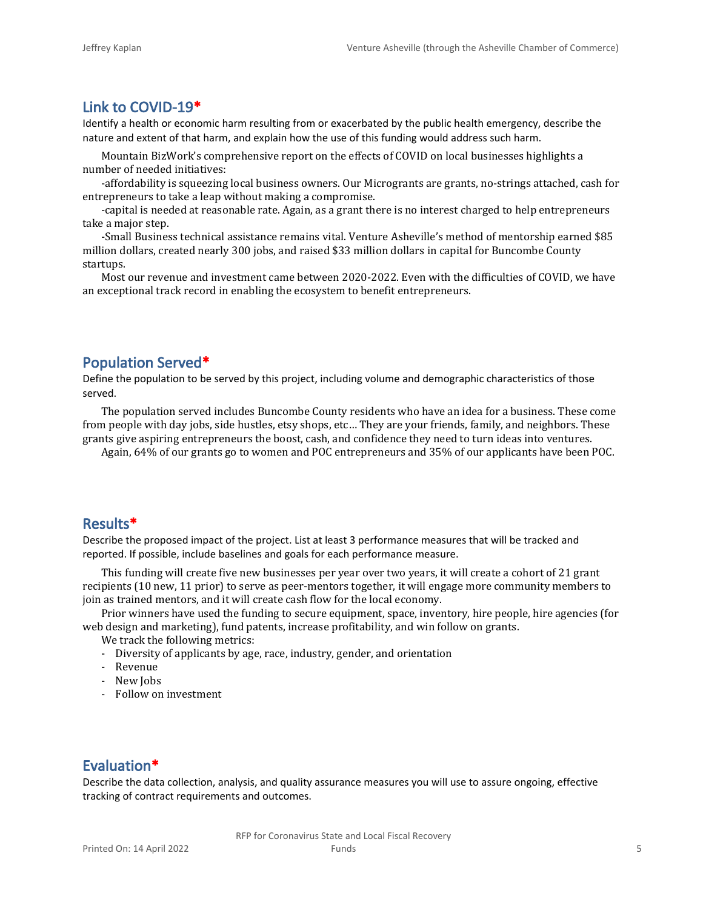## Link to COVID-19*

Identify a health or economic harm resulting from or exacerbated by the public health emergency, describe the nature and extent of that harm, and explain how the use of this funding would address such harm.

Mountain BizWork's comprehensive report on the effects of COVID on local businesses highlights a number of needed initiatives:

-affordability is squeezing local business owners. Our Microgrants are grants, no-strings attached, cash for entrepreneurs to take a leap without making a compromise.

-capital is needed at reasonable rate. Again, as a grant there is no interest charged to help entrepreneurs take a major step.

-Small Business technical assistance remains vital. Venture Asheville's method of mentorship earned $85 million dollars, created nearly 300 jobs, and raised $33 million dollars in capital for Buncombe County startups.

Most our revenue and investment came between 2020-2022. Even with the difficulties of COVID, we have an exceptional track record in enabling the ecosystem to benefit entrepreneurs.

## Population Served*

Define the population to be served by this project, including volume and demographic characteristics of those served.

The population served includes Buncombe County residents who have an idea for a business. These come from people with day jobs, side hustles, etsy shops, etc… They are your friends, family, and neighbors. These grants give aspiring entrepreneurs the boost, cash, and confidence they need to turn ideas into ventures.

Again, 64% of our grants go to women and POC entrepreneurs and 35% of our applicants have been POC.

## Results*

Describe the proposed impact of the project. List at least 3 performance measures that will be tracked and reported. If possible, include baselines and goals for each performance measure.

This funding will create five new businesses per year over two years, it will create a cohort of 21 grant recipients (10 new, 11 prior) to serve as peer-mentors together, it will engage more community members to join as trained mentors, and it will create cash flow for the local economy.

Prior winners have used the funding to secure equipment, space, inventory, hire people, hire agencies (for web design and marketing), fund patents, increase profitability, and win follow on grants.

We track the following metrics:

- Diversity of applicants by age, race, industry, gender, and orientation
- Revenue
- New Jobs
- Follow on investment

## Evaluation*

Describe the data collection, analysis, and quality assurance measures you will use to assure ongoing, effective tracking of contract requirements and outcomes.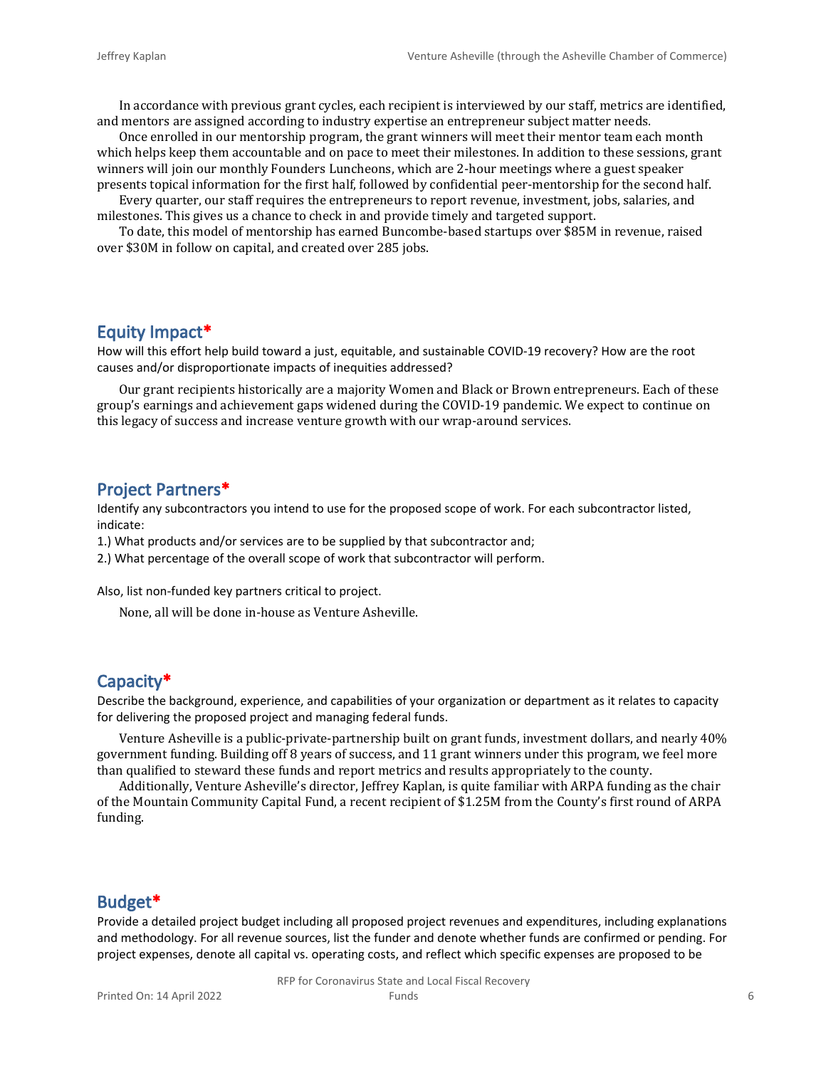In accordance with previous grant cycles, each recipient is interviewed by our staff, metrics are identified, and mentors are assigned according to industry expertise an entrepreneur subject matter needs.

Once enrolled in our mentorship program, the grant winners will meet their mentor team each month which helps keep them accountable and on pace to meet their milestones. In addition to these sessions, grant winners will join our monthly Founders Luncheons, which are 2-hour meetings where a guest speaker presents topical information for the first half, followed by confidential peer-mentorship for the second half.

Every quarter, our staff requires the entrepreneurs to report revenue, investment, jobs, salaries, and milestones. This gives us a chance to check in and provide timely and targeted support.

To date, this model of mentorship has earned Buncombe-based startups over $85M in revenue, raised over $30M in follow on capital, and created over 285 jobs.

## Equity Impact*

How will this effort help build toward a just, equitable, and sustainable COVID-19 recovery? How are the root causes and/or disproportionate impacts of inequities addressed?

Our grant recipients historically are a majority Women and Black or Brown entrepreneurs. Each of these group's earnings and achievement gaps widened during the COVID-19 pandemic. We expect to continue on this legacy of success and increase venture growth with our wrap-around services.

## Project Partners*

Identify any subcontractors you intend to use for the proposed scope of work. For each subcontractor listed, indicate:

1.) What products and/or services are to be supplied by that subcontractor and;

2.) What percentage of the overall scope of work that subcontractor will perform.

Also, list non-funded key partners critical to project.

None, all will be done in-house as Venture Asheville.

## Capacity*

Describe the background, experience, and capabilities of your organization or department as it relates to capacity for delivering the proposed project and managing federal funds.

Venture Asheville is a public-private-partnership built on grant funds, investment dollars, and nearly 40% government funding. Building off 8 years of success, and 11 grant winners under this program, we feel more than qualified to steward these funds and report metrics and results appropriately to the county.

Additionally, Venture Asheville's director, Jeffrey Kaplan, is quite familiar with ARPA funding as the chair of the Mountain Community Capital Fund, a recent recipient of $1.25M from the County's first round of ARPA funding.

## Budget*

Provide a detailed project budget including all proposed project revenues and expenditures, including explanations and methodology. For all revenue sources, list the funder and denote whether funds are confirmed or pending. For project expenses, denote all capital vs. operating costs, and reflect which specific expenses are proposed to be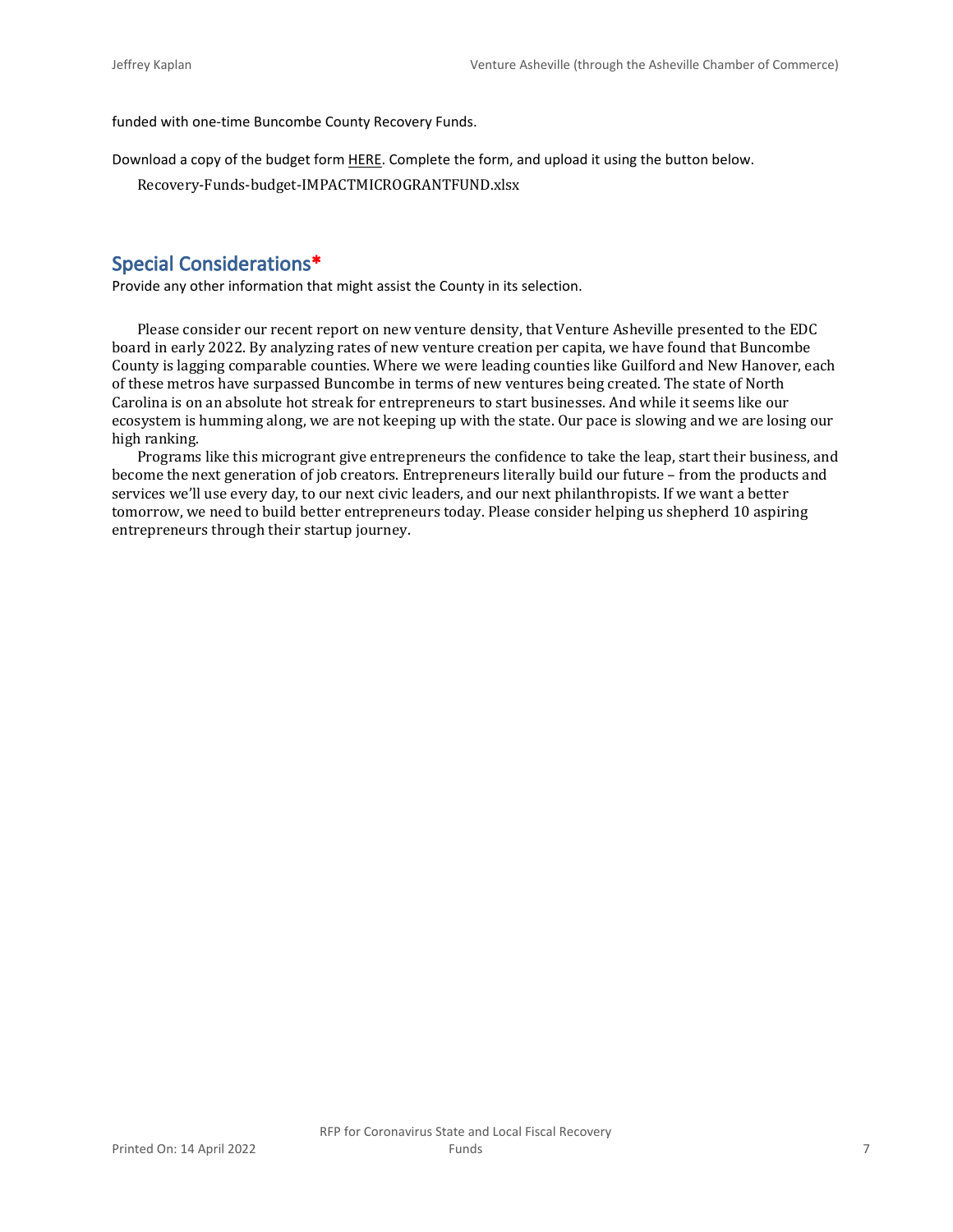funded with one-time Buncombe County Recovery Funds.

Download a copy of the budget form HERE. Complete the form, and upload it using the button below.

Recovery-Funds-budget-IMPACTMICROGRANTFUND.xlsx

## Special Considerations*

Provide any other information that might assist the County in its selection.

Please consider our recent report on new venture density, that Venture Asheville presented to the EDC board in early 2022. By analyzing rates of new venture creation per capita, we have found that Buncombe County is lagging comparable counties. Where we were leading counties like Guilford and New Hanover, each of these metros have surpassed Buncombe in terms of new ventures being created. The state of North Carolina is on an absolute hot streak for entrepreneurs to start businesses. And while it seems like our ecosystem is humming along, we are not keeping up with the state. Our pace is slowing and we are losing our high ranking.

Programs like this microgrant give entrepreneurs the confidence to take the leap, start their business, and become the next generation of job creators. Entrepreneurs literally build our future – from the products and services we'll use every day, to our next civic leaders, and our next philanthropists. If we want a better tomorrow, we need to build better entrepreneurs today. Please consider helping us shepherd 10 aspiring entrepreneurs through their startup journey.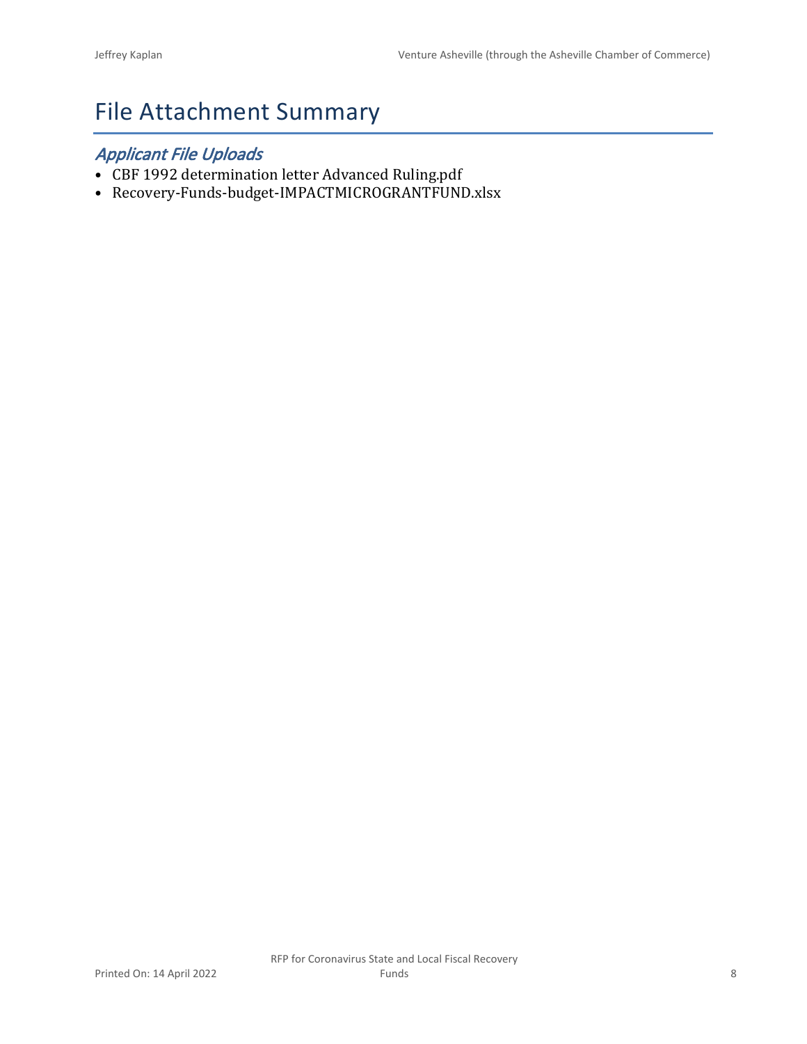# File Attachment Summary

## *Applicant File Uploads*

- CBF 1992 determination letter Advanced Ruling.pdf
- Recovery-Funds-budget-IMPACTMICROGRANTFUND.xlsx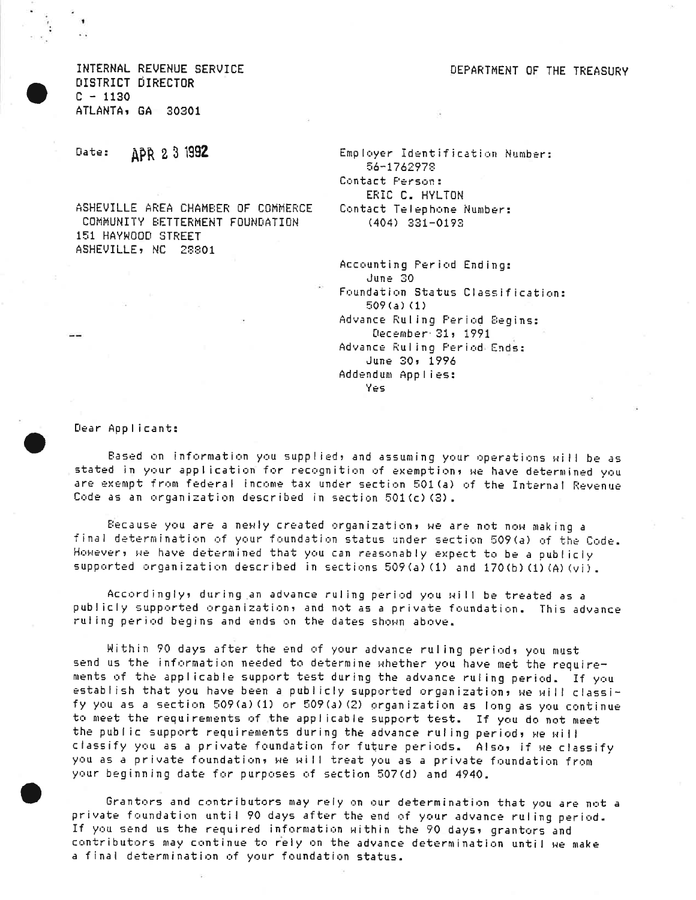INTERNAL REVENUE SERVICE
DISTRICT DIRECTOR
C - 1130
ATLANTA, GA 30301

DEPARTMENT OF THE TREASURY

Date: APR 23 1992

ASHEVILLE AREA CHAMBER OF COMMERCE
COMMUNITY BETTERMENT FOUNDATION
151 HAYWOOD STREET
ASHEVILLE, NC 28801

Employer Identification Number:
56-1762978
Contact Person:
ERIC C. HYLTON
Contact Telephone Number:
(404) 331-0193

Accounting Period Ending:
June 30
Foundation Status Classification:
509(a)(1)
Advance Ruling Period Begins:
December 31, 1991
Advance Ruling Period Ends:
June 30, 1996
Addendum Applies:
Yes

Dear Applicant:

Based on information you supplied, and assuming your operations will be as stated in your application for recognition of exemption, we have determined you are exempt from federal income tax under section 501(a) of the Internal Revenue Code as an organization described in section 501(c)(3).

Because you are a newly created organization, we are not now making a final determination of your foundation status under section 509(a) of the Code. However, we have determined that you can reasonably expect to be a publicly supported organization described in sections 509(a)(1) and 170(b)(1)(A)(vi).

Accordingly, during an advance ruling period you will be treated as a publicly supported organization, and not as a private foundation. This advance ruling period begins and ends on the dates shown above.

Within 90 days after the end of your advance ruling period, you must send us the information needed to determine whether you have met the requirements of the applicable support test during the advance ruling period. If you establish that you have been a publicly supported organization, we will classify you as a section 509(a)(1) or 509(a)(2) organization as long as you continue to meet the requirements of the applicable support test. If you do not meet the public support requirements during the advance ruling period, we will classify you as a private foundation for future periods. Also, if we classify you as a private foundation, we will treat you as a private foundation from your beginning date for purposes of section 507(d) and 4940.

Grantors and contributors may rely on our determination that you are not a private foundation until 90 days after the end of your advance ruling period. If you send us the required information within the 90 days, grantors and contributors may continue to rely on the advance determination until we make a final determination of your foundation status.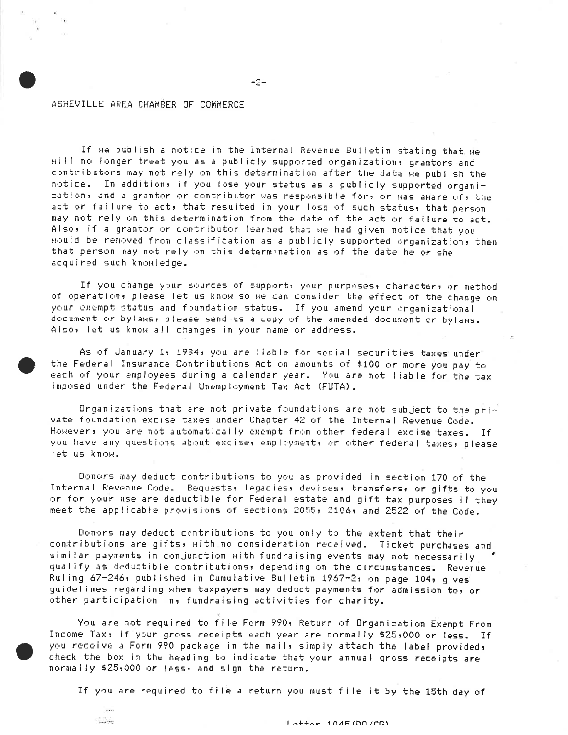ASHEVILLE AREA CHAMBER OF COMMERCE

If we publish a notice in the Internal Revenue Bulletin stating that we will no longer treat you as a publicly supported organization, grantors and contributors may not rely on this determination after the date we publish the notice. In addition, if you lose your status as a publicly supported organization, and a grantor or contributor was responsible for, or was aware of, the act or failure to act, that resulted in your loss of such status, that person may not rely on this determination from the date of the act or failure to act. Also, if a grantor or contributor learned that we had given notice that you would be removed from classification as a publicly supported organization, then that person may not rely on this determination as of the date he or she acquired such knowledge.

If you change your sources of support, your purposes, character, or method of operation, please let us know so we can consider the effect of the change on your exempt status and foundation status. If you amend your organizational document or bylaws, please send us a copy of the amended document or bylaws. Also, let us know all changes in your name or address.

As of January 1, 1984, you are liable for social securities taxes under the Federal Insurance Contributions Act on amounts of $100 or more you pay to each of your employees during a calendar year. You are not liable for the tax imposed under the Federal Unemployment Tax Act (FUTA).

Organizations that are not private foundations are not subject to the private foundation excise taxes under Chapter 42 of the Internal Revenue Code. However, you are not automatically exempt from other federal excise taxes. If you have any questions about excise, employment, or other federal taxes, please let us know.

Donors may deduct contributions to you as provided in section 170 of the Internal Revenue Code. Bequests, legacies, devises, transfers, or gifts to you or for your use are deductible for Federal estate and gift tax purposes if they meet the applicable provisions of sections 2055, 2106, and 2522 of the Code.

Donors may deduct contributions to you only to the extent that their contributions are gifts, with no consideration received. Ticket purchases and similar payments in conjunction with fundraising events may not necessarily qualify as deductible contributions, depending on the circumstances. Revenue Ruling 67-246, published in Cumulative Bulletin 1967-2, on page 104, gives guidelines regarding when taxpayers may deduct payments for admission to, or other participation in, fundraising activities for charity.

You are not required to file Form 990, Return of Organization Exempt From Income Tax, if your gross receipts each year are normally $25,000 or less. If you receive a Form 990 package in the mail, simply attach the label provided, check the box in the heading to indicate that your annual gross receipts are normally $25,000 or less, and sign the return.

If you are required to file a return you must file it by the 15th day of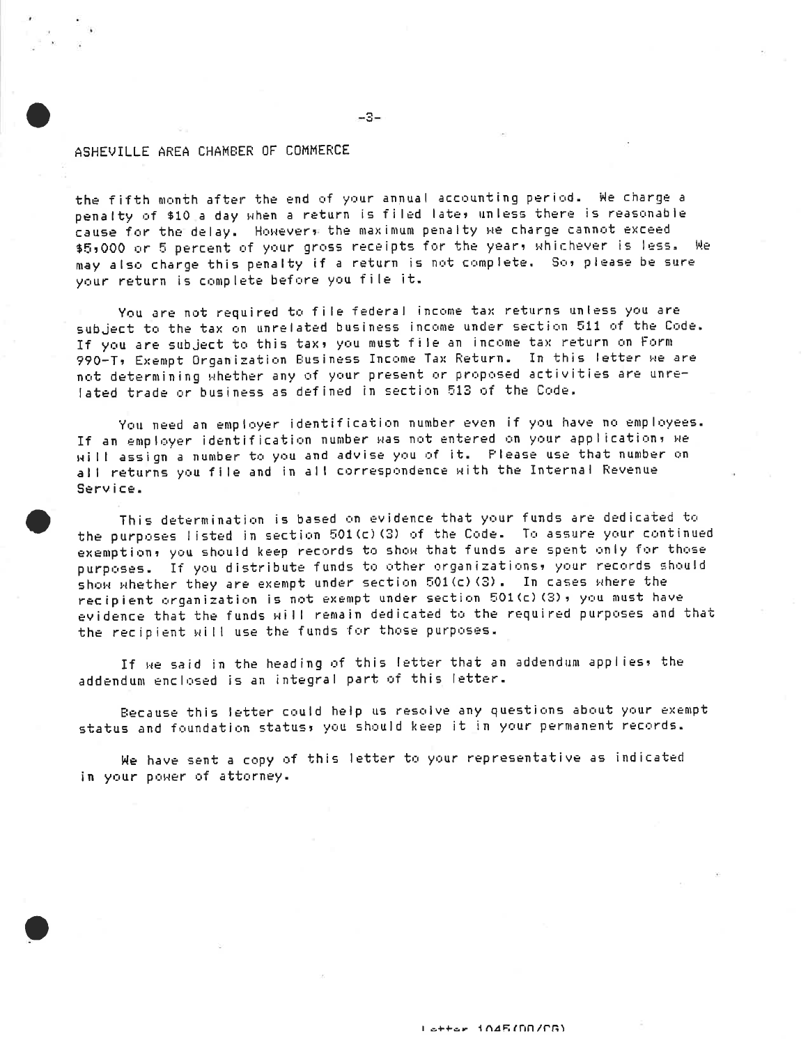ASHEVILLE AREA CHAMBER OF COMMERCE

the fifth month after the end of your annual accounting period. We charge a penalty of $10 a day when a return is filed late, unless there is reasonable cause for the delay. However, the maximum penalty we charge cannot exceed $5,000 or 5 percent of your gross receipts for the year, whichever is less. We may also charge this penalty if a return is not complete. So, please be sure your return is complete before you file it.

You are not required to file federal income tax returns unless you are subject to the tax on unrelated business income under section 511 of the Code. If you are subject to this tax, you must file an income tax return on Form 990-T, Exempt Organization Business Income Tax Return. In this letter we are not determining whether any of your present or proposed activities are unrelated trade or business as defined in section 513 of the Code.

You need an employer identification number even if you have no employees. If an employer identification number was not entered on your application, we will assign a number to you and advise you of it. Please use that number on all returns you file and in all correspondence with the Internal Revenue Service.

This determination is based on evidence that your funds are dedicated to the purposes listed in section 501(c)(3) of the Code. To assure your continued exemption, you should keep records to show that funds are spent only for those purposes. If you distribute funds to other organizations, your records should show whether they are exempt under section 501(c)(3). In cases where the recipient organization is not exempt under section 501(c)(3), you must have evidence that the funds will remain dedicated to the required purposes and that the recipient will use the funds for those purposes.

If we said in the heading of this letter that an addendum applies, the addendum enclosed is an integral part of this letter.

Because this letter could help us resolve any questions about your exempt status and foundation status, you should keep it in your permanent records.

We have sent a copy of this letter to your representative as indicated in your power of attorney.

Letter 1045(DO/CG)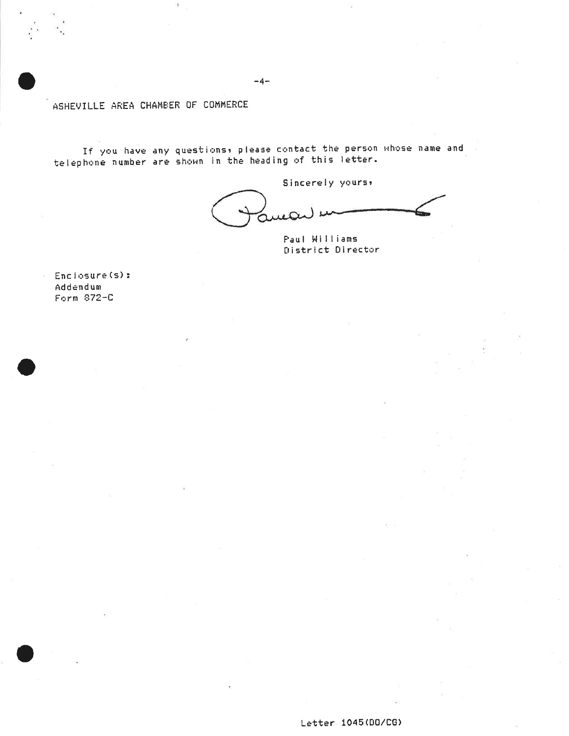ASHEVILLE AREA CHAMBER OF COMMERCE

If you have any questions, please contact the person whose name and telephone number are shown in the heading of this letter.

Sincerely yours,

Paul Williams
District Director

Enclosure(s):
Addendum
Form 872-C

Letter 1045(DO/CG)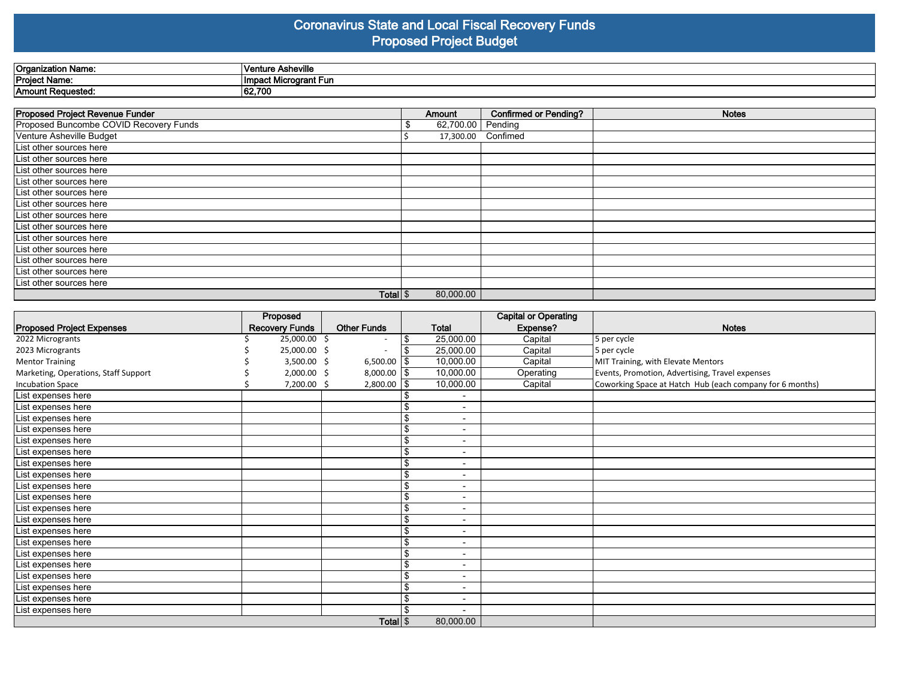# Coronavirus State and Local Fiscal Recovery Funds
## Proposed Project Budget

| | |
|---|---|
| Organization Name: | Venture Asheville |
| Project Name: | Impact Microgrant Fun |
| Amount Requested: | 62,700 |

| Proposed Project Revenue Funder | Amount | Confirmed or Pending? | Notes |
|---|---|---|---|
| Proposed Buncombe COVID Recovery Funds | $ 62,700.00 | Pending | |
| Venture Asheville Budget | $ 17,300.00 | Confimed | |
| List other sources here | | | |
| List other sources here | | | |
| List other sources here | | | |
| List other sources here | | | |
| List other sources here | | | |
| List other sources here | | | |
| List other sources here | | | |
| List other sources here | | | |
| List other sources here | | | |
| List other sources here | | | |
| List other sources here | | | |
| List other sources here | | | |
| List other sources here | | | |
| Total | $ 80,000.00 | | |

| Proposed Project Expenses | Proposed Recovery Funds | Other Funds | Total | Capital or Operating Expense? | Notes |
|---|---|---|---|---|---|
| 2022 Microgrants | $ 25,000.00 | $ - | $ 25,000.00 | Capital | 5 per cycle |
| 2023 Microgrants | $ 25,000.00 | $ - | $ 25,000.00 | Capital | 5 per cycle |
| Mentor Training | $ 3,500.00 | $ 6,500.00 | $ 10,000.00 | Capital | MIT Training, with Elevate Mentors |
| Marketing, Operations, Staff Support | $ 2,000.00 | $ 8,000.00 | $ 10,000.00 | Operating | Events, Promotion, Advertising, Travel expenses |
| Incubation Space | $ 7,200.00 | $ 2,800.00 | $ 10,000.00 | Capital | Coworking Space at Hatch Hub (each company for 6 months) |
| List expenses here | | | $ - | | |
| List expenses here | | | $ - | | |
| List expenses here | | | $ - | | |
| List expenses here | | | $ - | | |
| List expenses here | | | $ - | | |
| List expenses here | | | $ - | | |
| List expenses here | | | $ - | | |
| List expenses here | | | $ - | | |
| List expenses here | | | $ - | | |
| List expenses here | | | $ - | | |
| List expenses here | | | $ - | | |
| List expenses here | | | $ - | | |
| List expenses here | | | $ - | | |
| List expenses here | | | $ - | | |
| List expenses here | | | $ - | | |
| List expenses here | | | $ - | | |
| List expenses here | | | $ - | | |
| List expenses here | | | $ - | | |
| List expenses here | | | $ - | | |
| List expenses here | | | $ - | | |
| Total | | | $ 80,000.00 | | |